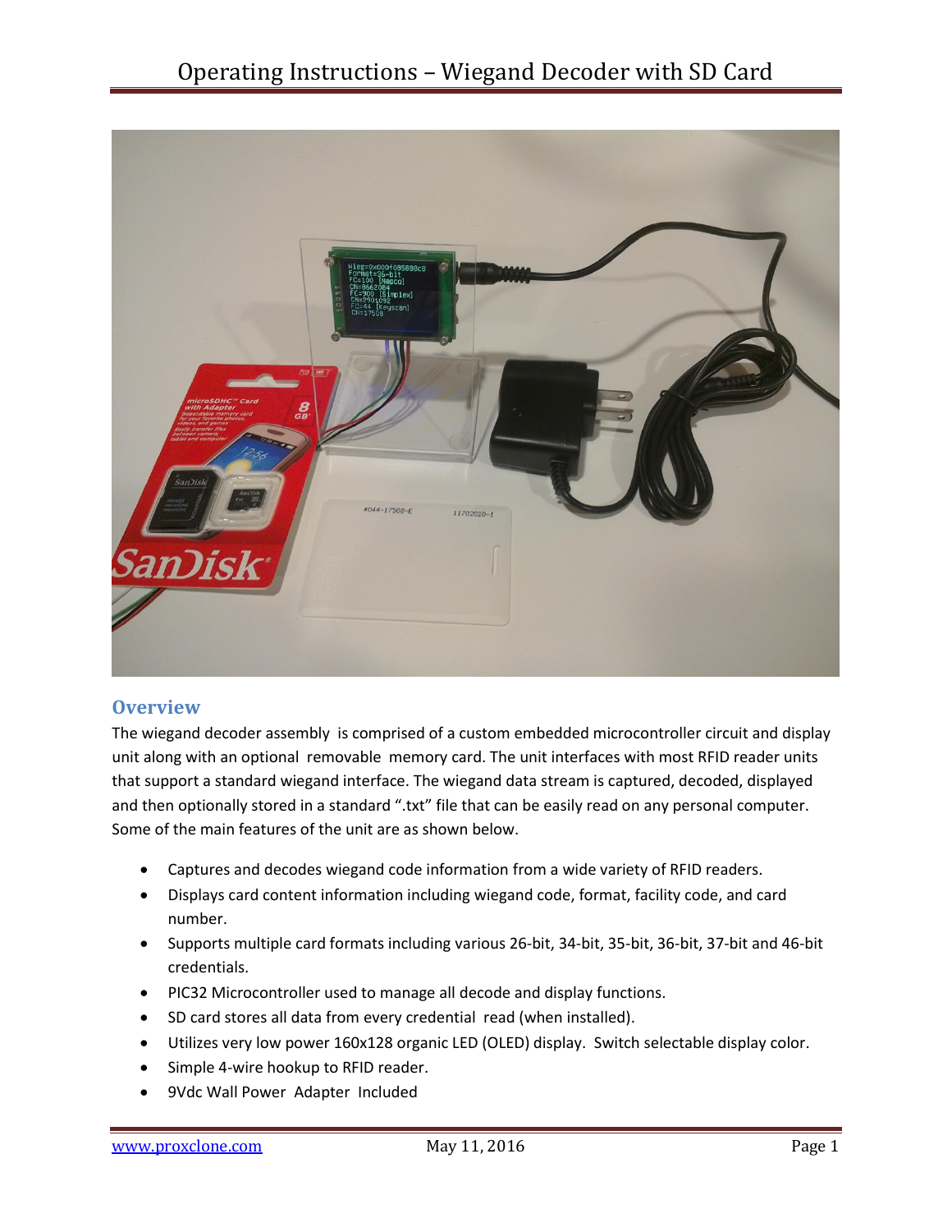# Operating Instructions – Wiegand Decoder with SD Card

## Overview

The wiegand decoder assembly is comprised of a custom embedded microcontroller circuit and display unit along with an optional removable memory card. The unit interfaces with most RFID reader units that support a standard wiegand interface. The wiegand data stream is captured, decoded, displayed and then optionally stored in a standard ".txt" file that can be easily read on any personal computer. Some of the main features of the unit are as shown below.

- Captures and decodes wiegand code information from a wide variety of RFID readers.
- Displays card content information including wiegand code, format, facility code, and card number.
- Supports multiple card formats including various 26-bit, 34-bit, 35-bit, 36-bit, 37-bit and 46-bit credentials.
- PIC32 Microcontroller used to manage all decode and display functions.
- SD card stores all data from every credential read (when installed).
- Utilizes very low power 160x128 organic LED (OLED) display. Switch selectable display color.
- Simple 4-wire hookup to RFID reader.
- 9Vdc Wall Power Adapter Included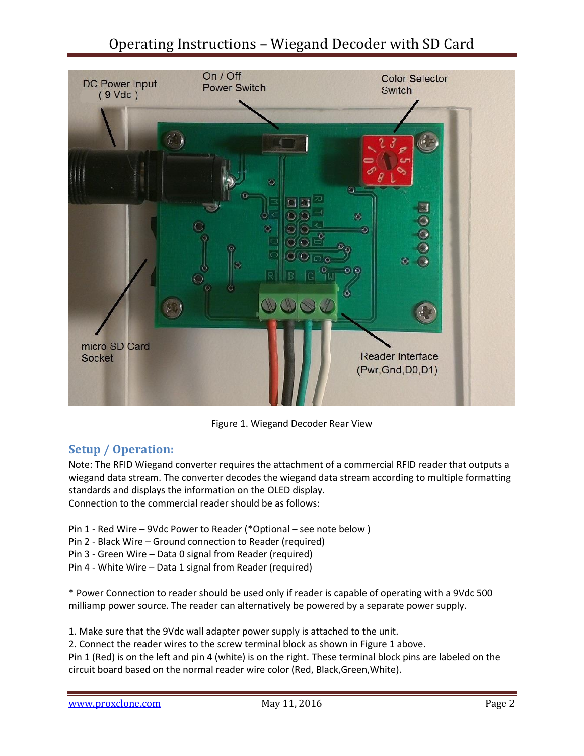Figure 1. Wiegand Decoder Rear View

## Setup / Operation:

Note: The RFID Wiegand converter requires the attachment of a commercial RFID reader that outputs a wiegand data stream. The converter decodes the wiegand data stream according to multiple formatting standards and displays the information on the OLED display.
Connection to the commercial reader should be as follows:

Pin 1 - Red Wire – 9Vdc Power to Reader (*Optional – see note below )
Pin 2 - Black Wire – Ground connection to Reader (required)
Pin 3 - Green Wire – Data 0 signal from Reader (required)
Pin 4 - White Wire – Data 1 signal from Reader (required)

* Power Connection to reader should be used only if reader is capable of operating with a 9Vdc 500 milliamp power source. The reader can alternatively be powered by a separate power supply.

1. Make sure that the 9Vdc wall adapter power supply is attached to the unit.
2. Connect the reader wires to the screw terminal block as shown in Figure 1 above.
Pin 1 (Red) is on the left and pin 4 (white) is on the right. These terminal block pins are labeled on the circuit board based on the normal reader wire color (Red, Black,Green,White).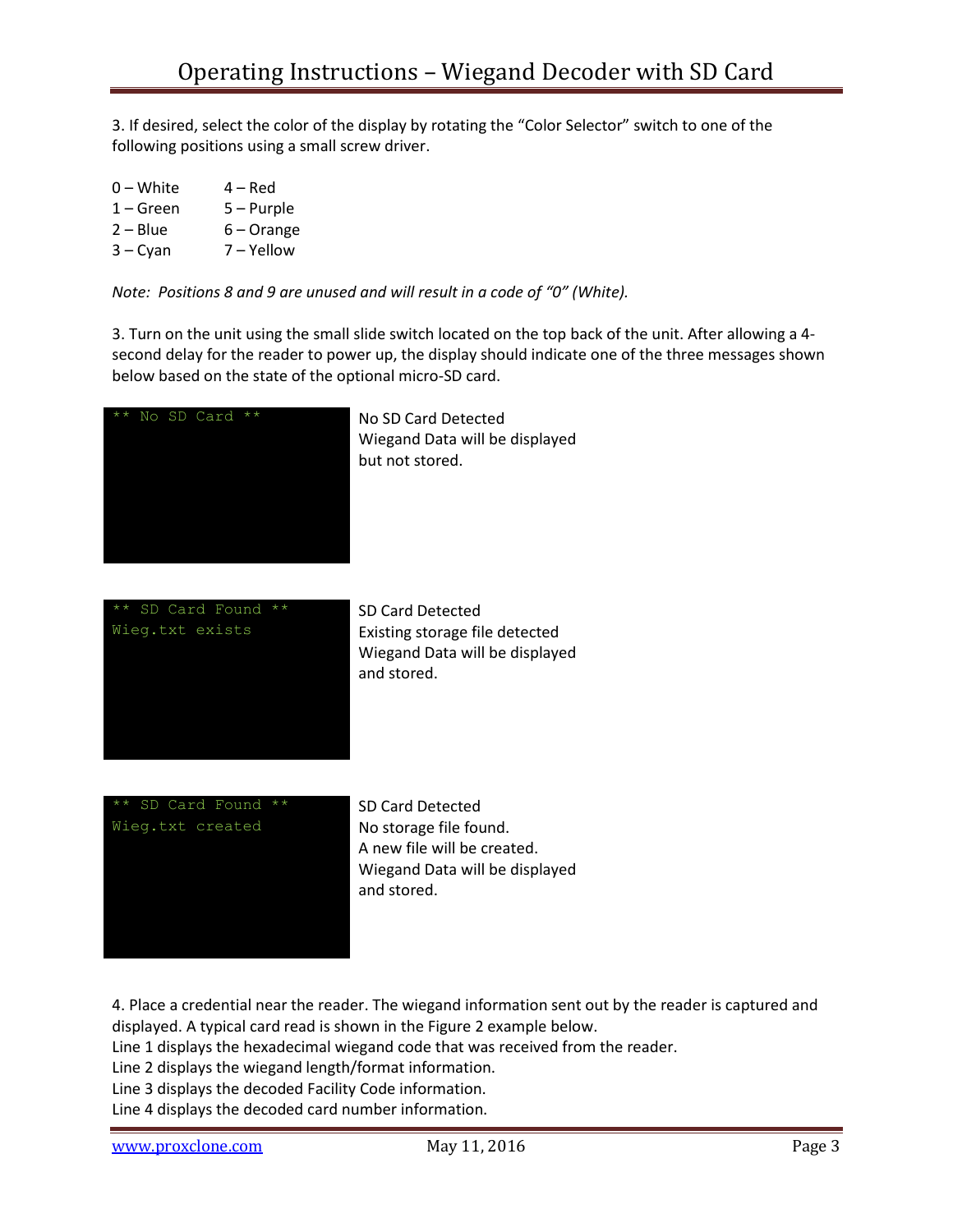3. If desired, select the color of the display by rotating the "Color Selector" switch to one of the following positions using a small screw driver.

| | |
|---|---|
| 0 – White | 4 – Red |
| 1 – Green | 5 – Purple |
| 2 – Blue | 6 – Orange |
| 3 – Cyan | 7 – Yellow |

*Note: Positions 8 and 9 are unused and will result in a code of "0" (White).*

3. Turn on the unit using the small slide switch located on the top back of the unit. After allowing a 4-second delay for the reader to power up, the display should indicate one of the three messages shown below based on the state of the optional micro-SD card.

```
** No SD Card **
```

No SD Card Detected
Wiegand Data will be displayed but not stored.

```
** SD Card Found **
Wieg.txt exists
```

SD Card Detected
Existing storage file detected
Wiegand Data will be displayed and stored.

```
** SD Card Found **
Wieg.txt created
```

SD Card Detected
No storage file found.
A new file will be created.
Wiegand Data will be displayed and stored.

4. Place a credential near the reader. The wiegand information sent out by the reader is captured and displayed. A typical card read is shown in the Figure 2 example below.
Line 1 displays the hexadecimal wiegand code that was received from the reader.
Line 2 displays the wiegand length/format information.
Line 3 displays the decoded Facility Code information.
Line 4 displays the decoded card number information.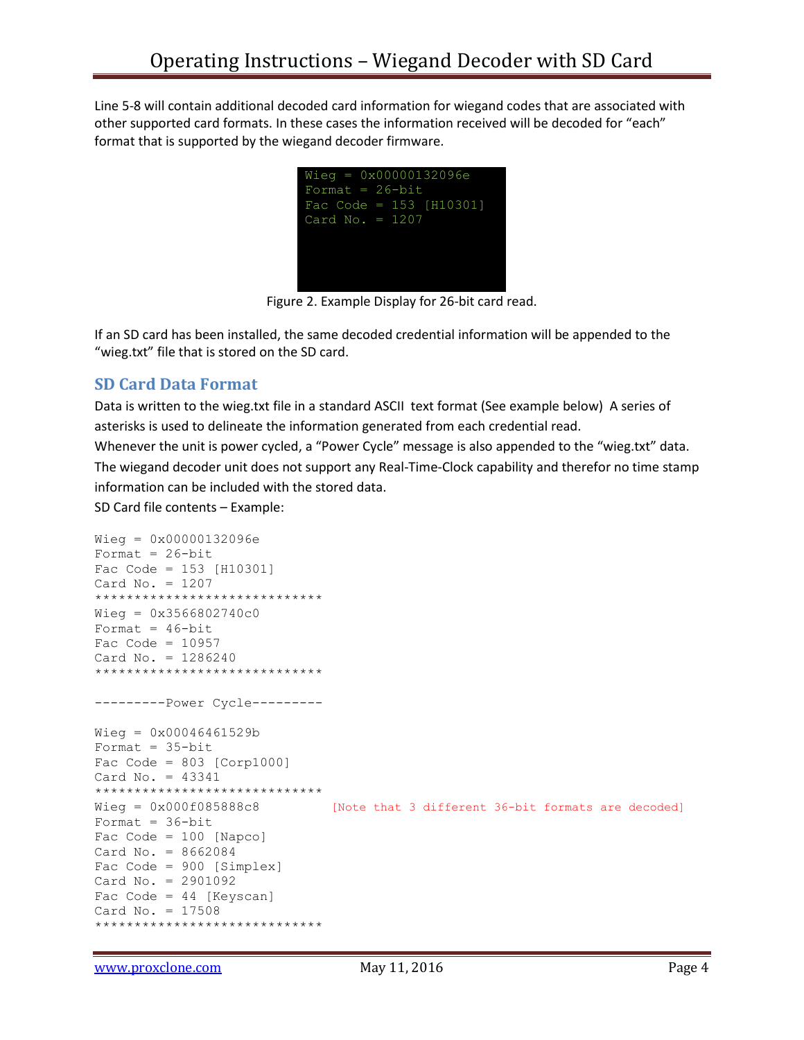Line 5-8 will contain additional decoded card information for wiegand codes that are associated with other supported card formats. In these cases the information received will be decoded for "each" format that is supported by the wiegand decoder firmware.

```
Wieg = 0x00000132096e
Format = 26-bit
Fac Code = 153 [H10301]
Card No. = 1207
```

Figure 2. Example Display for 26-bit card read.

If an SD card has been installed, the same decoded credential information will be appended to the "wieg.txt" file that is stored on the SD card.

## SD Card Data Format

Data is written to the wieg.txt file in a standard ASCII text format (See example below) A series of asterisks is used to delineate the information generated from each credential read.

Whenever the unit is power cycled, a "Power Cycle" message is also appended to the "wieg.txt" data.

The wiegand decoder unit does not support any Real-Time-Clock capability and therefor no time stamp information can be included with the stored data.

SD Card file contents – Example:

```
Wieg = 0x00000132096e
Format = 26-bit
Fac Code = 153 [H10301]
Card No. = 1207
*****************************
Wieg = 0x3566802740c0
Format = 46-bit
Fac Code = 10957
Card No. = 1286240
*****************************

---------Power Cycle---------

Wieg = 0x00046461529b
Format = 35-bit
Fac Code = 803 [Corp1000]
Card No. = 43341
*****************************
Wieg = 0x000f085888c8         [Note that 3 different 36-bit formats are decoded]
Format = 36-bit
Fac Code = 100 [Napco]
Card No. = 8662084
Fac Code = 900 [Simplex]
Card No. = 2901092
Fac Code = 44 [Keyscan]
Card No. = 17508
*****************************
```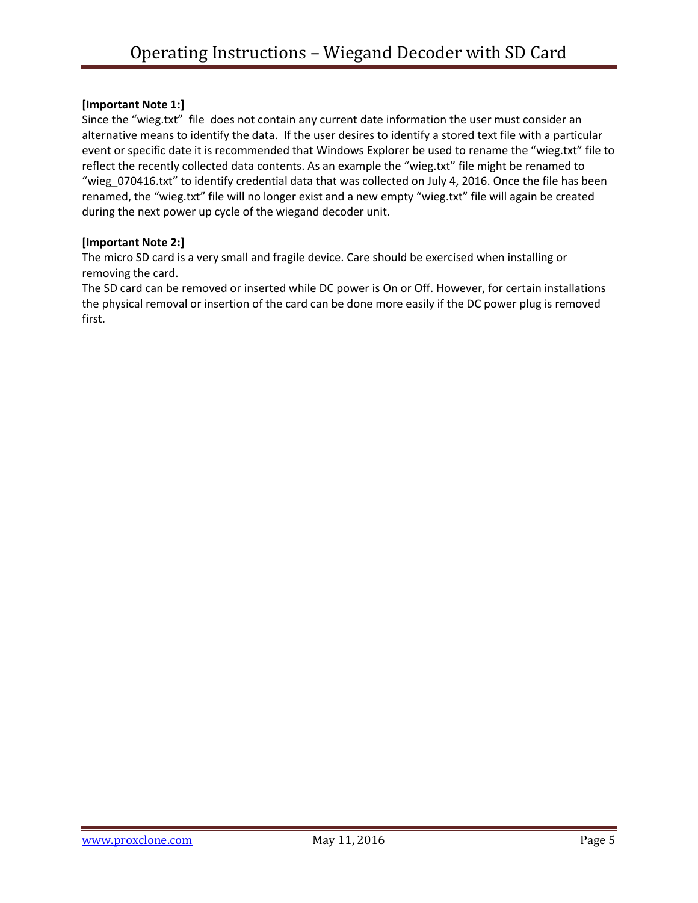**[Important Note 1:]**
Since the "wieg.txt" file does not contain any current date information the user must consider an alternative means to identify the data. If the user desires to identify a stored text file with a particular event or specific date it is recommended that Windows Explorer be used to rename the "wieg.txt" file to reflect the recently collected data contents. As an example the "wieg.txt" file might be renamed to "wieg_070416.txt" to identify credential data that was collected on July 4, 2016. Once the file has been renamed, the "wieg.txt" file will no longer exist and a new empty "wieg.txt" file will again be created during the next power up cycle of the wiegand decoder unit.

**[Important Note 2:]**
The micro SD card is a very small and fragile device. Care should be exercised when installing or removing the card.
The SD card can be removed or inserted while DC power is On or Off. However, for certain installations the physical removal or insertion of the card can be done more easily if the DC power plug is removed first.